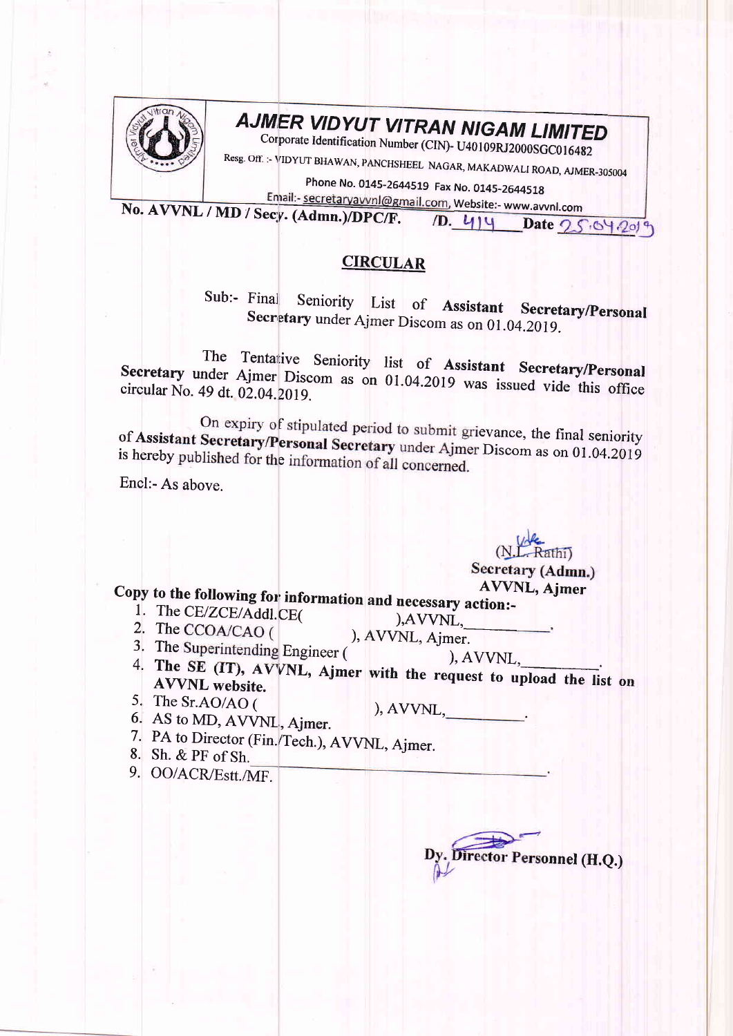# AJMER VIDYUT VITRAN NIGAM LIMITED

Corporate Identification Number (CIN)- U40109RJ2000SGC016482

Resg. Off. :- VIDYUT BHAWAN, PANCHSHEEL NAGAR, MAKADWALI ROAD, AJMER-305004

Phone No. 0145-2644519 Fax No. 0145-2644518

Email:- secretaryavvnl@gmail.com, Website:- www.avvnl.com

**No. AVVNL / MD / Secy. (Admn.)/DPC/F. /D. 414 Date 25.04.2019**

## CIRCULAR

Sub:- Final Seniority List of **Assistant Secretary/Personal Secretary** under Ajmer Discom as on 01.04.2019.

The Tentative Seniority list of **Assistant Secretary/Personal Secretary** under Ajmer Discom as on 01.04.2019 was issued vide this office circular No. 49 dt. 02.04.2019.

On expiry of stipulated period to submit grievance, the final seniority of **Assistant Secretary/Personal Secretary** under Ajmer Discom as on 01.04.2019 is hereby published for the information of all concerned.

Encl:- As above.

(N.L. Rathi)
**Secretary (Admn.)**
**AVVNL, Ajmer**

**Copy to the following for information and necessary action:-**

1. The CE/ZCE/Addl.CE( ),AVVNL,\_\_\_\_\_\_\_\_.
2. The CCOA/CAO ( ), AVVNL, Ajmer.
3. The Superintending Engineer ( ), AVVNL,\_\_\_\_\_\_\_\_.
4. **The SE (IT), AVVNL, Ajmer with the request to upload the list on AVVNL website.**
5. The Sr.AO/AO ( ), AVVNL,\_\_\_\_\_\_\_\_.
6. AS to MD, AVVNL, Ajmer.
7. PA to Director (Fin./Tech.), AVVNL, Ajmer.
8. Sh. & PF of Sh.\_\_\_\_\_\_\_\_\_\_\_\_\_\_\_\_.
9. OO/ACR/Estt./MF.

**Dy. Director Personnel (H.Q.)**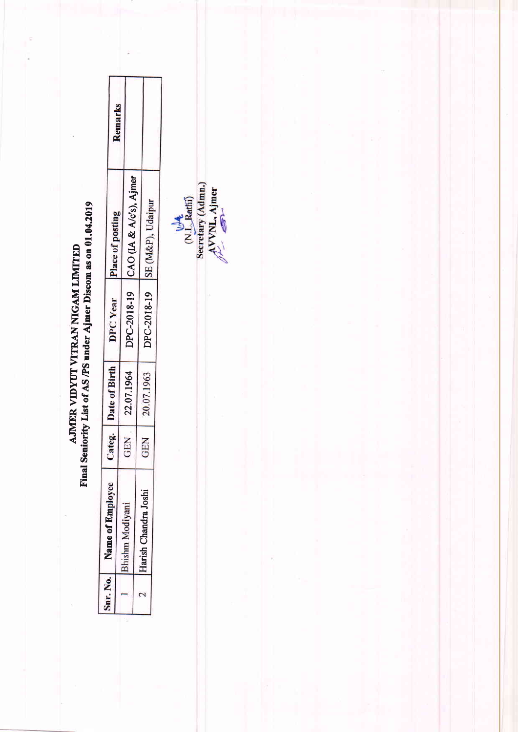# AJMER VIDYUT VITRAN NIGAM LIMITED

## Final Seniority List of AS /PS under Ajmer Discom as on 01.04.2019

| Snr. No. | Name of Employee | Categ. | Date of Birth | DPC Year | Place of posting | Remarks |
|---|---|---|---|---|---|---|
| 1 | Bhishm Modiyani | GEN | 22.07.1964 | DPC-2018-19 | CAO (IA & A/c's), Ajmer | |
| 2 | Harish Chandra Joshi | GEN | 20.07.1963 | DPC-2018-19 | SE (M&P), Udaipur | |

(N.L. Rathi)
Secretary (Admn.)
AVVNL, Ajmer